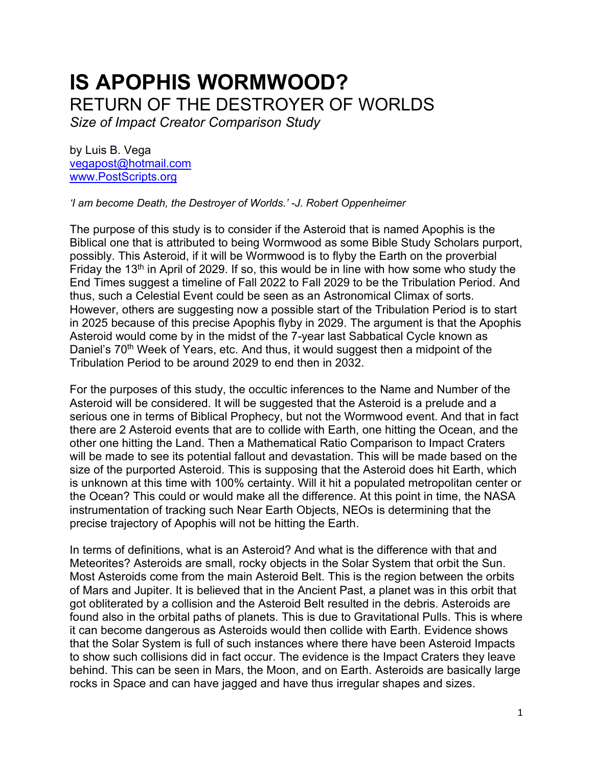# IS APOPHIS WORMWOOD?

## RETURN OF THE DESTROYER OF WORLDS

*Size of Impact Creator Comparison Study*

by Luis B. Vega
vegapost@hotmail.com
www.PostScripts.org

*'I am become Death, the Destroyer of Worlds.'* -J. Robert Oppenheimer

The purpose of this study is to consider if the Asteroid that is named Apophis is the Biblical one that is attributed to being Wormwood as some Bible Study Scholars purport, possibly. This Asteroid, if it will be Wormwood is to flyby the Earth on the proverbial Friday the 13th in April of 2029. If so, this would be in line with how some who study the End Times suggest a timeline of Fall 2022 to Fall 2029 to be the Tribulation Period. And thus, such a Celestial Event could be seen as an Astronomical Climax of sorts. However, others are suggesting now a possible start of the Tribulation Period is to start in 2025 because of this precise Apophis flyby in 2029. The argument is that the Apophis Asteroid would come by in the midst of the 7-year last Sabbatical Cycle known as Daniel's 70th Week of Years, etc. And thus, it would suggest then a midpoint of the Tribulation Period to be around 2029 to end then in 2032.

For the purposes of this study, the occultic inferences to the Name and Number of the Asteroid will be considered. It will be suggested that the Asteroid is a prelude and a serious one in terms of Biblical Prophecy, but not the Wormwood event. And that in fact there are 2 Asteroid events that are to collide with Earth, one hitting the Ocean, and the other one hitting the Land. Then a Mathematical Ratio Comparison to Impact Craters will be made to see its potential fallout and devastation. This will be made based on the size of the purported Asteroid. This is supposing that the Asteroid does hit Earth, which is unknown at this time with 100% certainty. Will it hit a populated metropolitan center or the Ocean? This could or would make all the difference. At this point in time, the NASA instrumentation of tracking such Near Earth Objects, NEOs is determining that the precise trajectory of Apophis will not be hitting the Earth.

In terms of definitions, what is an Asteroid? And what is the difference with that and Meteorites? Asteroids are small, rocky objects in the Solar System that orbit the Sun. Most Asteroids come from the main Asteroid Belt. This is the region between the orbits of Mars and Jupiter. It is believed that in the Ancient Past, a planet was in this orbit that got obliterated by a collision and the Asteroid Belt resulted in the debris. Asteroids are found also in the orbital paths of planets. This is due to Gravitational Pulls. This is where it can become dangerous as Asteroids would then collide with Earth. Evidence shows that the Solar System is full of such instances where there have been Asteroid Impacts to show such collisions did in fact occur. The evidence is the Impact Craters they leave behind. This can be seen in Mars, the Moon, and on Earth. Asteroids are basically large rocks in Space and can have jagged and have thus irregular shapes and sizes.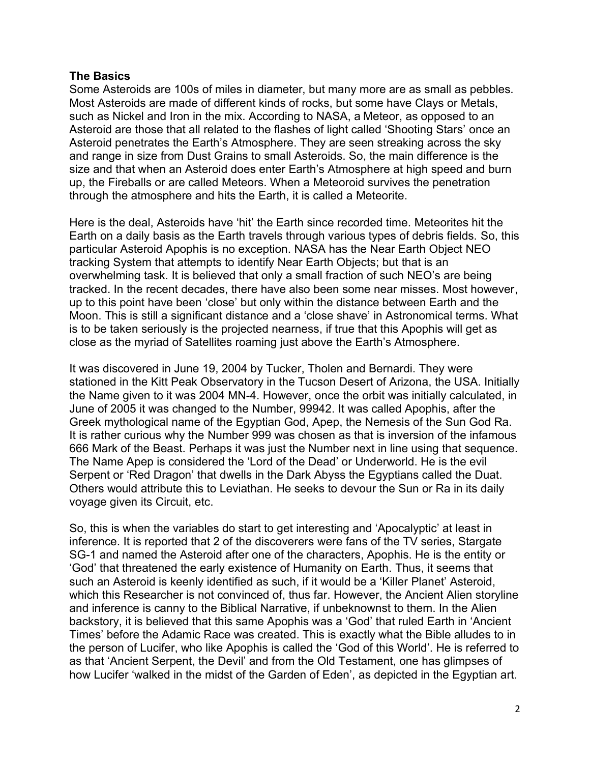**The Basics**

Some Asteroids are 100s of miles in diameter, but many more are as small as pebbles. Most Asteroids are made of different kinds of rocks, but some have Clays or Metals, such as Nickel and Iron in the mix. According to NASA, a Meteor, as opposed to an Asteroid are those that all related to the flashes of light called 'Shooting Stars' once an Asteroid penetrates the Earth's Atmosphere. They are seen streaking across the sky and range in size from Dust Grains to small Asteroids. So, the main difference is the size and that when an Asteroid does enter Earth's Atmosphere at high speed and burn up, the Fireballs or are called Meteors. When a Meteoroid survives the penetration through the atmosphere and hits the Earth, it is called a Meteorite.

Here is the deal, Asteroids have 'hit' the Earth since recorded time. Meteorites hit the Earth on a daily basis as the Earth travels through various types of debris fields. So, this particular Asteroid Apophis is no exception. NASA has the Near Earth Object NEO tracking System that attempts to identify Near Earth Objects; but that is an overwhelming task. It is believed that only a small fraction of such NEO's are being tracked. In the recent decades, there have also been some near misses. Most however, up to this point have been 'close' but only within the distance between Earth and the Moon. This is still a significant distance and a 'close shave' in Astronomical terms. What is to be taken seriously is the projected nearness, if true that this Apophis will get as close as the myriad of Satellites roaming just above the Earth's Atmosphere.

It was discovered in June 19, 2004 by Tucker, Tholen and Bernardi. They were stationed in the Kitt Peak Observatory in the Tucson Desert of Arizona, the USA. Initially the Name given to it was 2004 MN-4. However, once the orbit was initially calculated, in June of 2005 it was changed to the Number, 99942. It was called Apophis, after the Greek mythological name of the Egyptian God, Apep, the Nemesis of the Sun God Ra. It is rather curious why the Number 999 was chosen as that is inversion of the infamous 666 Mark of the Beast. Perhaps it was just the Number next in line using that sequence. The Name Apep is considered the 'Lord of the Dead' or Underworld. He is the evil Serpent or 'Red Dragon' that dwells in the Dark Abyss the Egyptians called the Duat. Others would attribute this to Leviathan. He seeks to devour the Sun or Ra in its daily voyage given its Circuit, etc.

So, this is when the variables do start to get interesting and 'Apocalyptic' at least in inference. It is reported that 2 of the discoverers were fans of the TV series, Stargate SG-1 and named the Asteroid after one of the characters, Apophis. He is the entity or 'God' that threatened the early existence of Humanity on Earth. Thus, it seems that such an Asteroid is keenly identified as such, if it would be a 'Killer Planet' Asteroid, which this Researcher is not convinced of, thus far. However, the Ancient Alien storyline and inference is canny to the Biblical Narrative, if unbeknownst to them. In the Alien backstory, it is believed that this same Apophis was a 'God' that ruled Earth in 'Ancient Times' before the Adamic Race was created. This is exactly what the Bible alludes to in the person of Lucifer, who like Apophis is called the 'God of this World'. He is referred to as that 'Ancient Serpent, the Devil' and from the Old Testament, one has glimpses of how Lucifer 'walked in the midst of the Garden of Eden', as depicted in the Egyptian art.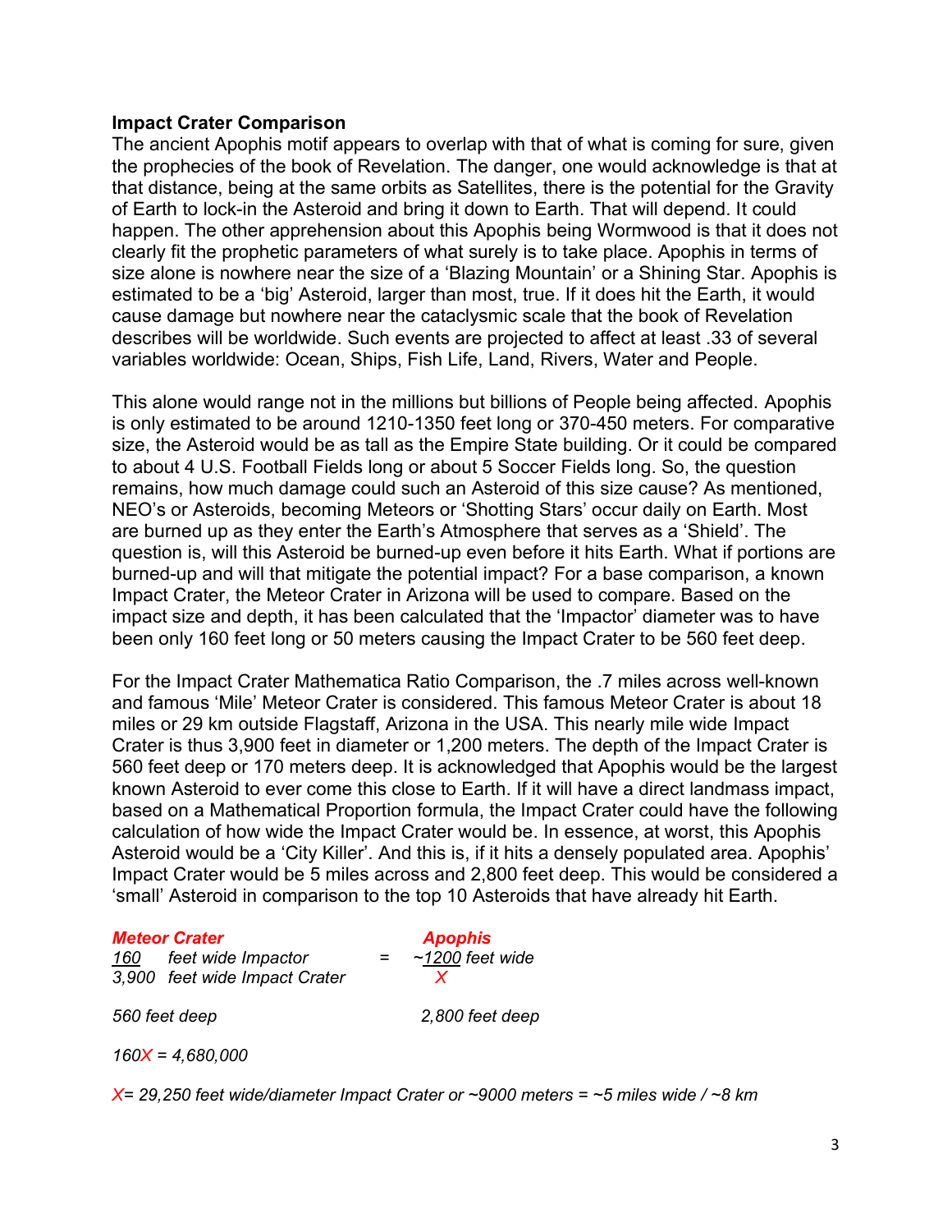**Impact Crater Comparison**

The ancient Apophis motif appears to overlap with that of what is coming for sure, given the prophecies of the book of Revelation. The danger, one would acknowledge is that at that distance, being at the same orbits as Satellites, there is the potential for the Gravity of Earth to lock-in the Asteroid and bring it down to Earth. That will depend. It could happen. The other apprehension about this Apophis being Wormwood is that it does not clearly fit the prophetic parameters of what surely is to take place. Apophis in terms of size alone is nowhere near the size of a 'Blazing Mountain' or a Shining Star. Apophis is estimated to be a 'big' Asteroid, larger than most, true. If it does hit the Earth, it would cause damage but nowhere near the cataclysmic scale that the book of Revelation describes will be worldwide. Such events are projected to affect at least .33 of several variables worldwide: Ocean, Ships, Fish Life, Land, Rivers, Water and People.

This alone would range not in the millions but billions of People being affected. Apophis is only estimated to be around 1210-1350 feet long or 370-450 meters. For comparative size, the Asteroid would be as tall as the Empire State building. Or it could be compared to about 4 U.S. Football Fields long or about 5 Soccer Fields long. So, the question remains, how much damage could such an Asteroid of this size cause? As mentioned, NEO's or Asteroids, becoming Meteors or 'Shotting Stars' occur daily on Earth. Most are burned up as they enter the Earth's Atmosphere that serves as a 'Shield'. The question is, will this Asteroid be burned-up even before it hits Earth. What if portions are burned-up and will that mitigate the potential impact? For a base comparison, a known Impact Crater, the Meteor Crater in Arizona will be used to compare. Based on the impact size and depth, it has been calculated that the 'Impactor' diameter was to have been only 160 feet long or 50 meters causing the Impact Crater to be 560 feet deep.

For the Impact Crater Mathematica Ratio Comparison, the .7 miles across well-known and famous 'Mile' Meteor Crater is considered. This famous Meteor Crater is about 18 miles or 29 km outside Flagstaff, Arizona in the USA. This nearly mile wide Impact Crater is thus 3,900 feet in diameter or 1,200 meters. The depth of the Impact Crater is 560 feet deep or 170 meters deep. It is acknowledged that Apophis would be the largest known Asteroid to ever come this close to Earth. If it will have a direct landmass impact, based on a Mathematical Proportion formula, the Impact Crater could have the following calculation of how wide the Impact Crater would be. In essence, at worst, this Apophis Asteroid would be a 'City Killer'. And this is, if it hits a densely populated area. Apophis' Impact Crater would be 5 miles across and 2,800 feet deep. This would be considered a 'small' Asteroid in comparison to the top 10 Asteroids that have already hit Earth.

| ***Meteor Crater*** | | ***Apophis*** |
|---|---|---|
| *160 feet wide Impactor* | = | *~1200 feet wide* |
| *3,900 feet wide Impact Crater* | | *X* |
| *560 feet deep* | | *2,800 feet deep* |

*160X = 4,680,000*

*X= 29,250 feet wide/diameter Impact Crater or ~9000 meters = ~5 miles wide / ~8 km*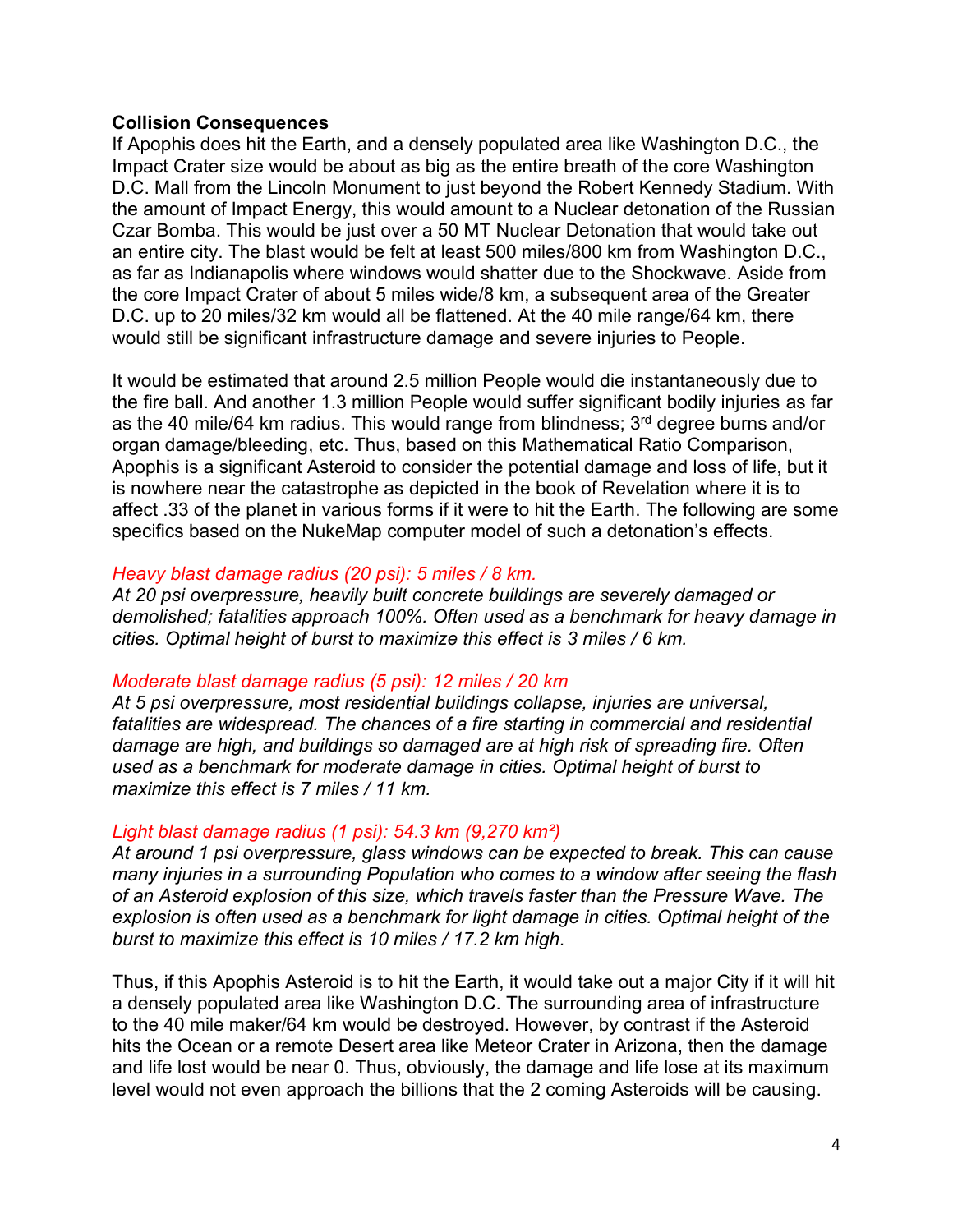**Collision Consequences**

If Apophis does hit the Earth, and a densely populated area like Washington D.C., the Impact Crater size would be about as big as the entire breath of the core Washington D.C. Mall from the Lincoln Monument to just beyond the Robert Kennedy Stadium. With the amount of Impact Energy, this would amount to a Nuclear detonation of the Russian Czar Bomba. This would be just over a 50 MT Nuclear Detonation that would take out an entire city. The blast would be felt at least 500 miles/800 km from Washington D.C., as far as Indianapolis where windows would shatter due to the Shockwave. Aside from the core Impact Crater of about 5 miles wide/8 km, a subsequent area of the Greater D.C. up to 20 miles/32 km would all be flattened. At the 40 mile range/64 km, there would still be significant infrastructure damage and severe injuries to People.

It would be estimated that around 2.5 million People would die instantaneously due to the fire ball. And another 1.3 million People would suffer significant bodily injuries as far as the 40 mile/64 km radius. This would range from blindness; 3rd degree burns and/or organ damage/bleeding, etc. Thus, based on this Mathematical Ratio Comparison, Apophis is a significant Asteroid to consider the potential damage and loss of life, but it is nowhere near the catastrophe as depicted in the book of Revelation where it is to affect .33 of the planet in various forms if it were to hit the Earth. The following are some specifics based on the NukeMap computer model of such a detonation's effects.

*Heavy blast damage radius (20 psi): 5 miles / 8 km.*
*At 20 psi overpressure, heavily built concrete buildings are severely damaged or demolished; fatalities approach 100%. Often used as a benchmark for heavy damage in cities. Optimal height of burst to maximize this effect is 3 miles / 6 km.*

*Moderate blast damage radius (5 psi): 12 miles / 20 km*
*At 5 psi overpressure, most residential buildings collapse, injuries are universal, fatalities are widespread. The chances of a fire starting in commercial and residential damage are high, and buildings so damaged are at high risk of spreading fire. Often used as a benchmark for moderate damage in cities. Optimal height of burst to maximize this effect is 7 miles / 11 km.*

*Light blast damage radius (1 psi): 54.3 km (9,270 km²)*
*At around 1 psi overpressure, glass windows can be expected to break. This can cause many injuries in a surrounding Population who comes to a window after seeing the flash of an Asteroid explosion of this size, which travels faster than the Pressure Wave. The explosion is often used as a benchmark for light damage in cities. Optimal height of the burst to maximize this effect is 10 miles / 17.2 km high.*

Thus, if this Apophis Asteroid is to hit the Earth, it would take out a major City if it will hit a densely populated area like Washington D.C. The surrounding area of infrastructure to the 40 mile maker/64 km would be destroyed. However, by contrast if the Asteroid hits the Ocean or a remote Desert area like Meteor Crater in Arizona, then the damage and life lost would be near 0. Thus, obviously, the damage and life lose at its maximum level would not even approach the billions that the 2 coming Asteroids will be causing.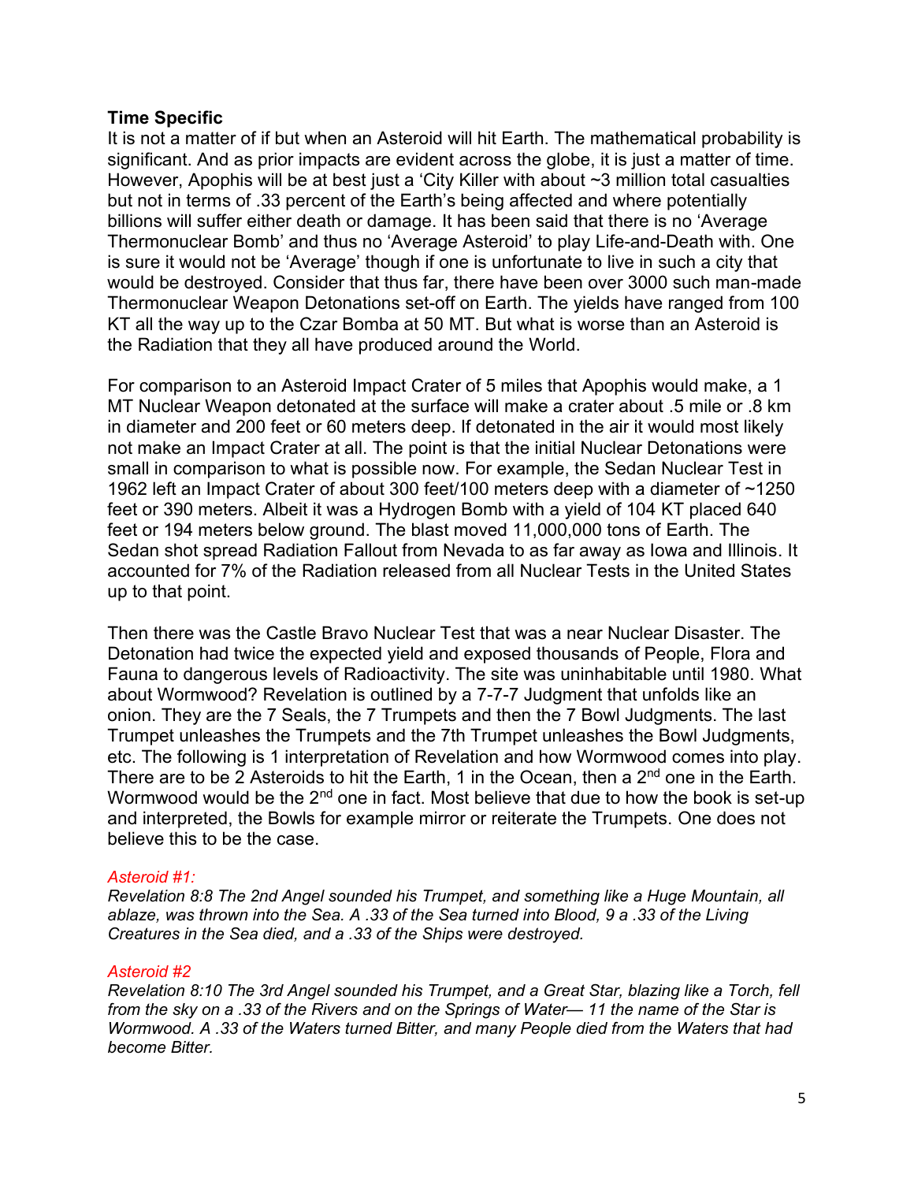**Time Specific**

It is not a matter of if but when an Asteroid will hit Earth. The mathematical probability is significant. And as prior impacts are evident across the globe, it is just a matter of time. However, Apophis will be at best just a 'City Killer with about ~3 million total casualties but not in terms of .33 percent of the Earth's being affected and where potentially billions will suffer either death or damage. It has been said that there is no 'Average Thermonuclear Bomb' and thus no 'Average Asteroid' to play Life-and-Death with. One is sure it would not be 'Average' though if one is unfortunate to live in such a city that would be destroyed. Consider that thus far, there have been over 3000 such man-made Thermonuclear Weapon Detonations set-off on Earth. The yields have ranged from 100 KT all the way up to the Czar Bomba at 50 MT. But what is worse than an Asteroid is the Radiation that they all have produced around the World.

For comparison to an Asteroid Impact Crater of 5 miles that Apophis would make, a 1 MT Nuclear Weapon detonated at the surface will make a crater about .5 mile or .8 km in diameter and 200 feet or 60 meters deep. If detonated in the air it would most likely not make an Impact Crater at all. The point is that the initial Nuclear Detonations were small in comparison to what is possible now. For example, the Sedan Nuclear Test in 1962 left an Impact Crater of about 300 feet/100 meters deep with a diameter of ~1250 feet or 390 meters. Albeit it was a Hydrogen Bomb with a yield of 104 KT placed 640 feet or 194 meters below ground. The blast moved 11,000,000 tons of Earth. The Sedan shot spread Radiation Fallout from Nevada to as far away as Iowa and Illinois. It accounted for 7% of the Radiation released from all Nuclear Tests in the United States up to that point.

Then there was the Castle Bravo Nuclear Test that was a near Nuclear Disaster. The Detonation had twice the expected yield and exposed thousands of People, Flora and Fauna to dangerous levels of Radioactivity. The site was uninhabitable until 1980. What about Wormwood? Revelation is outlined by a 7-7-7 Judgment that unfolds like an onion. They are the 7 Seals, the 7 Trumpets and then the 7 Bowl Judgments. The last Trumpet unleashes the Trumpets and the 7th Trumpet unleashes the Bowl Judgments, etc. The following is 1 interpretation of Revelation and how Wormwood comes into play. There are to be 2 Asteroids to hit the Earth, 1 in the Ocean, then a 2nd one in the Earth. Wormwood would be the 2nd one in fact. Most believe that due to how the book is set-up and interpreted, the Bowls for example mirror or reiterate the Trumpets. One does not believe this to be the case.

*Asteroid #1:*

*Revelation 8:8 The 2nd Angel sounded his Trumpet, and something like a Huge Mountain, all ablaze, was thrown into the Sea. A .33 of the Sea turned into Blood, 9 a .33 of the Living Creatures in the Sea died, and a .33 of the Ships were destroyed.*

*Asteroid #2*

*Revelation 8:10 The 3rd Angel sounded his Trumpet, and a Great Star, blazing like a Torch, fell from the sky on a .33 of the Rivers and on the Springs of Water— 11 the name of the Star is Wormwood. A .33 of the Waters turned Bitter, and many People died from the Waters that had become Bitter.*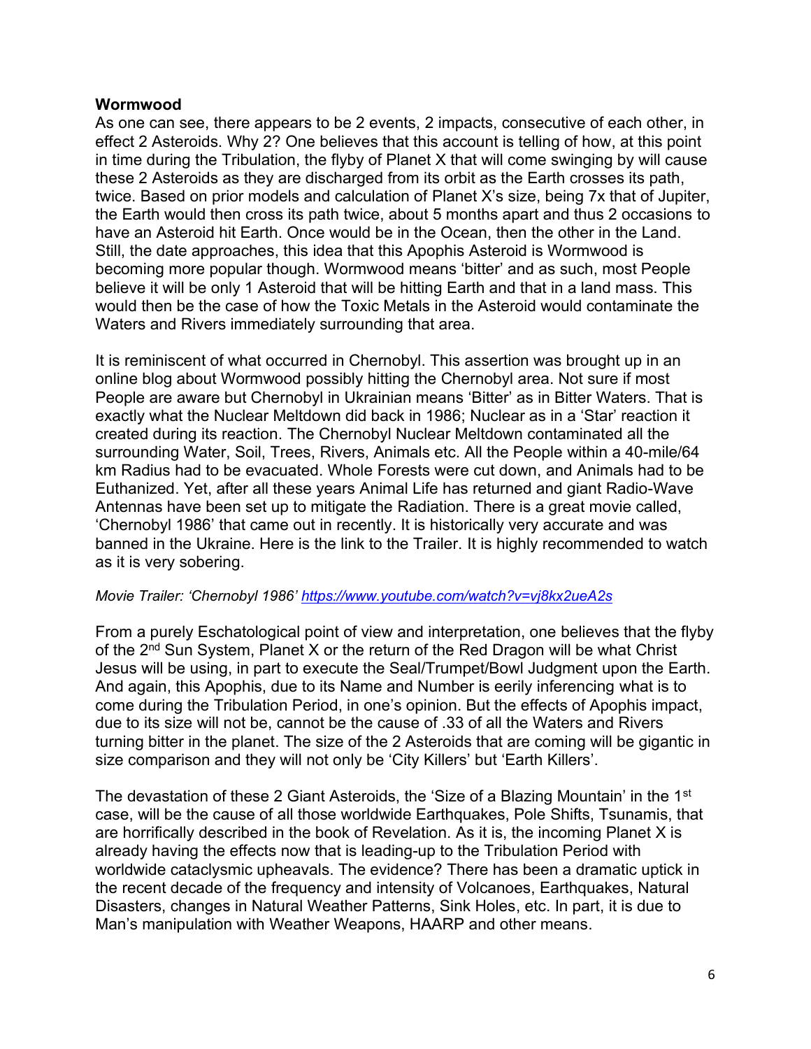**Wormwood**

As one can see, there appears to be 2 events, 2 impacts, consecutive of each other, in effect 2 Asteroids. Why 2? One believes that this account is telling of how, at this point in time during the Tribulation, the flyby of Planet X that will come swinging by will cause these 2 Asteroids as they are discharged from its orbit as the Earth crosses its path, twice. Based on prior models and calculation of Planet X's size, being 7x that of Jupiter, the Earth would then cross its path twice, about 5 months apart and thus 2 occasions to have an Asteroid hit Earth. Once would be in the Ocean, then the other in the Land. Still, the date approaches, this idea that this Apophis Asteroid is Wormwood is becoming more popular though. Wormwood means 'bitter' and as such, most People believe it will be only 1 Asteroid that will be hitting Earth and that in a land mass. This would then be the case of how the Toxic Metals in the Asteroid would contaminate the Waters and Rivers immediately surrounding that area.

It is reminiscent of what occurred in Chernobyl. This assertion was brought up in an online blog about Wormwood possibly hitting the Chernobyl area. Not sure if most People are aware but Chernobyl in Ukrainian means 'Bitter' as in Bitter Waters. That is exactly what the Nuclear Meltdown did back in 1986; Nuclear as in a 'Star' reaction it created during its reaction. The Chernobyl Nuclear Meltdown contaminated all the surrounding Water, Soil, Trees, Rivers, Animals etc. All the People within a 40-mile/64 km Radius had to be evacuated. Whole Forests were cut down, and Animals had to be Euthanized. Yet, after all these years Animal Life has returned and giant Radio-Wave Antennas have been set up to mitigate the Radiation. There is a great movie called, 'Chernobyl 1986' that came out in recently. It is historically very accurate and was banned in the Ukraine. Here is the link to the Trailer. It is highly recommended to watch as it is very sobering.

*Movie Trailer: 'Chernobyl 1986' [https://www.youtube.com/watch?v=vj8kx2ueA2s](https://www.youtube.com/watch?v=vj8kx2ueA2s)*

From a purely Eschatological point of view and interpretation, one believes that the flyby of the 2nd Sun System, Planet X or the return of the Red Dragon will be what Christ Jesus will be using, in part to execute the Seal/Trumpet/Bowl Judgment upon the Earth. And again, this Apophis, due to its Name and Number is eerily inferencing what is to come during the Tribulation Period, in one's opinion. But the effects of Apophis impact, due to its size will not be, cannot be the cause of .33 of all the Waters and Rivers turning bitter in the planet. The size of the 2 Asteroids that are coming will be gigantic in size comparison and they will not only be 'City Killers' but 'Earth Killers'.

The devastation of these 2 Giant Asteroids, the 'Size of a Blazing Mountain' in the 1st case, will be the cause of all those worldwide Earthquakes, Pole Shifts, Tsunamis, that are horrifically described in the book of Revelation. As it is, the incoming Planet X is already having the effects now that is leading-up to the Tribulation Period with worldwide cataclysmic upheavals. The evidence? There has been a dramatic uptick in the recent decade of the frequency and intensity of Volcanoes, Earthquakes, Natural Disasters, changes in Natural Weather Patterns, Sink Holes, etc. In part, it is due to Man's manipulation with Weather Weapons, HAARP and other means.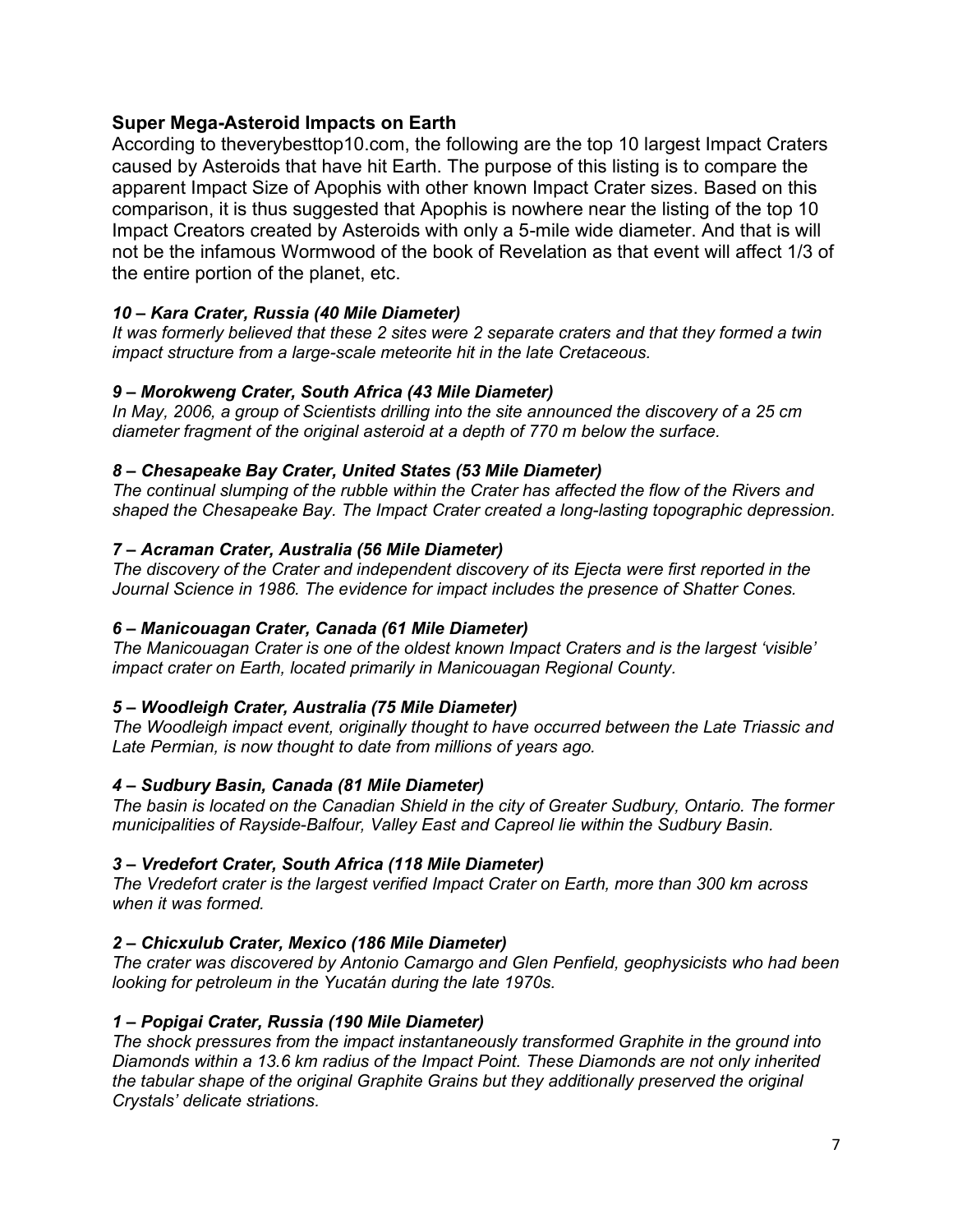## Super Mega-Asteroid Impacts on Earth

According to theverybesttop10.com, the following are the top 10 largest Impact Craters caused by Asteroids that have hit Earth. The purpose of this listing is to compare the apparent Impact Size of Apophis with other known Impact Crater sizes. Based on this comparison, it is thus suggested that Apophis is nowhere near the listing of the top 10 Impact Creators created by Asteroids with only a 5-mile wide diameter. And that is will not be the infamous Wormwood of the book of Revelation as that event will affect 1/3 of the entire portion of the planet, etc.

***10 – Kara Crater, Russia (40 Mile Diameter)***

*It was formerly believed that these 2 sites were 2 separate craters and that they formed a twin impact structure from a large-scale meteorite hit in the late Cretaceous.*

***9 – Morokweng Crater, South Africa (43 Mile Diameter)***

*In May, 2006, a group of Scientists drilling into the site announced the discovery of a 25 cm diameter fragment of the original asteroid at a depth of 770 m below the surface.*

***8 – Chesapeake Bay Crater, United States (53 Mile Diameter)***

*The continual slumping of the rubble within the Crater has affected the flow of the Rivers and shaped the Chesapeake Bay. The Impact Crater created a long-lasting topographic depression.*

***7 – Acraman Crater, Australia (56 Mile Diameter)***

*The discovery of the Crater and independent discovery of its Ejecta were first reported in the Journal Science in 1986. The evidence for impact includes the presence of Shatter Cones.*

***6 – Manicouagan Crater, Canada (61 Mile Diameter)***

*The Manicouagan Crater is one of the oldest known Impact Craters and is the largest 'visible' impact crater on Earth, located primarily in Manicouagan Regional County.*

***5 – Woodleigh Crater, Australia (75 Mile Diameter)***

*The Woodleigh impact event, originally thought to have occurred between the Late Triassic and Late Permian, is now thought to date from millions of years ago.*

***4 – Sudbury Basin, Canada (81 Mile Diameter)***

*The basin is located on the Canadian Shield in the city of Greater Sudbury, Ontario. The former municipalities of Rayside-Balfour, Valley East and Capreol lie within the Sudbury Basin.*

***3 – Vredefort Crater, South Africa (118 Mile Diameter)***

*The Vredefort crater is the largest verified Impact Crater on Earth, more than 300 km across when it was formed.*

***2 – Chicxulub Crater, Mexico (186 Mile Diameter)***

*The crater was discovered by Antonio Camargo and Glen Penfield, geophysicists who had been looking for petroleum in the Yucatán during the late 1970s.*

***1 – Popigai Crater, Russia (190 Mile Diameter)***

*The shock pressures from the impact instantaneously transformed Graphite in the ground into Diamonds within a 13.6 km radius of the Impact Point. These Diamonds are not only inherited the tabular shape of the original Graphite Grains but they additionally preserved the original Crystals' delicate striations.*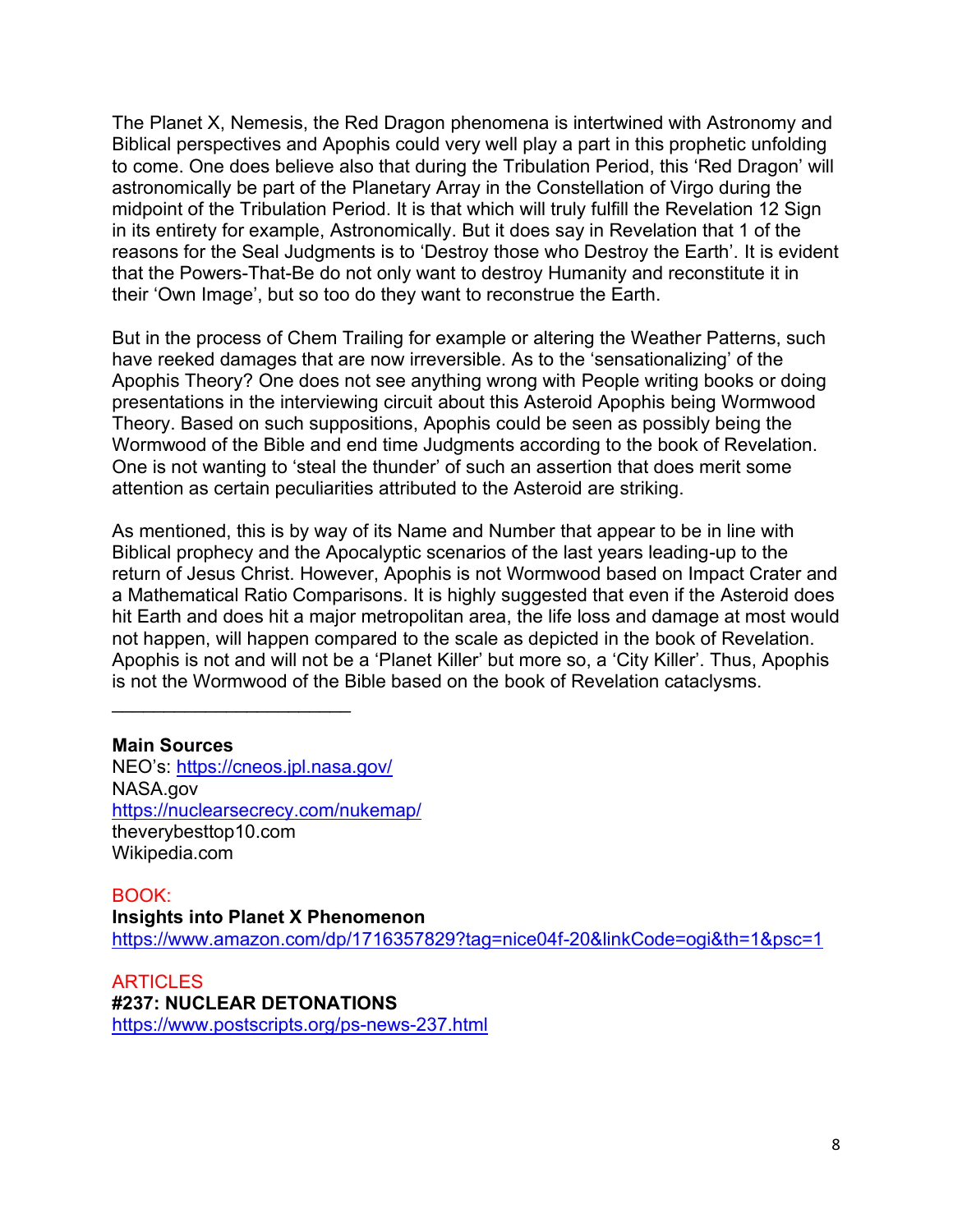The Planet X, Nemesis, the Red Dragon phenomena is intertwined with Astronomy and Biblical perspectives and Apophis could very well play a part in this prophetic unfolding to come. One does believe also that during the Tribulation Period, this 'Red Dragon' will astronomically be part of the Planetary Array in the Constellation of Virgo during the midpoint of the Tribulation Period. It is that which will truly fulfill the Revelation 12 Sign in its entirety for example, Astronomically. But it does say in Revelation that 1 of the reasons for the Seal Judgments is to 'Destroy those who Destroy the Earth'. It is evident that the Powers-That-Be do not only want to destroy Humanity and reconstitute it in their 'Own Image', but so too do they want to reconstrue the Earth.

But in the process of Chem Trailing for example or altering the Weather Patterns, such have reeked damages that are now irreversible. As to the 'sensationalizing' of the Apophis Theory? One does not see anything wrong with People writing books or doing presentations in the interviewing circuit about this Asteroid Apophis being Wormwood Theory. Based on such suppositions, Apophis could be seen as possibly being the Wormwood of the Bible and end time Judgments according to the book of Revelation. One is not wanting to 'steal the thunder' of such an assertion that does merit some attention as certain peculiarities attributed to the Asteroid are striking.

As mentioned, this is by way of its Name and Number that appear to be in line with Biblical prophecy and the Apocalyptic scenarios of the last years leading-up to the return of Jesus Christ. However, Apophis is not Wormwood based on Impact Crater and a Mathematical Ratio Comparisons. It is highly suggested that even if the Asteroid does hit Earth and does hit a major metropolitan area, the life loss and damage at most would not happen, will happen compared to the scale as depicted in the book of Revelation. Apophis is not and will not be a 'Planet Killer' but more so, a 'City Killer'. Thus, Apophis is not the Wormwood of the Bible based on the book of Revelation cataclysms.

______________________

**Main Sources**
NEO's: https://cneos.jpl.nasa.gov/
NASA.gov
https://nuclearsecrecy.com/nukemap/
theverybesttop10.com
Wikipedia.com

BOOK:
**Insights into Planet X Phenomenon**
https://www.amazon.com/dp/1716357829?tag=nice04f-20&linkCode=ogi&th=1&psc=1

ARTICLES
**#237: NUCLEAR DETONATIONS**
https://www.postscripts.org/ps-news-237.html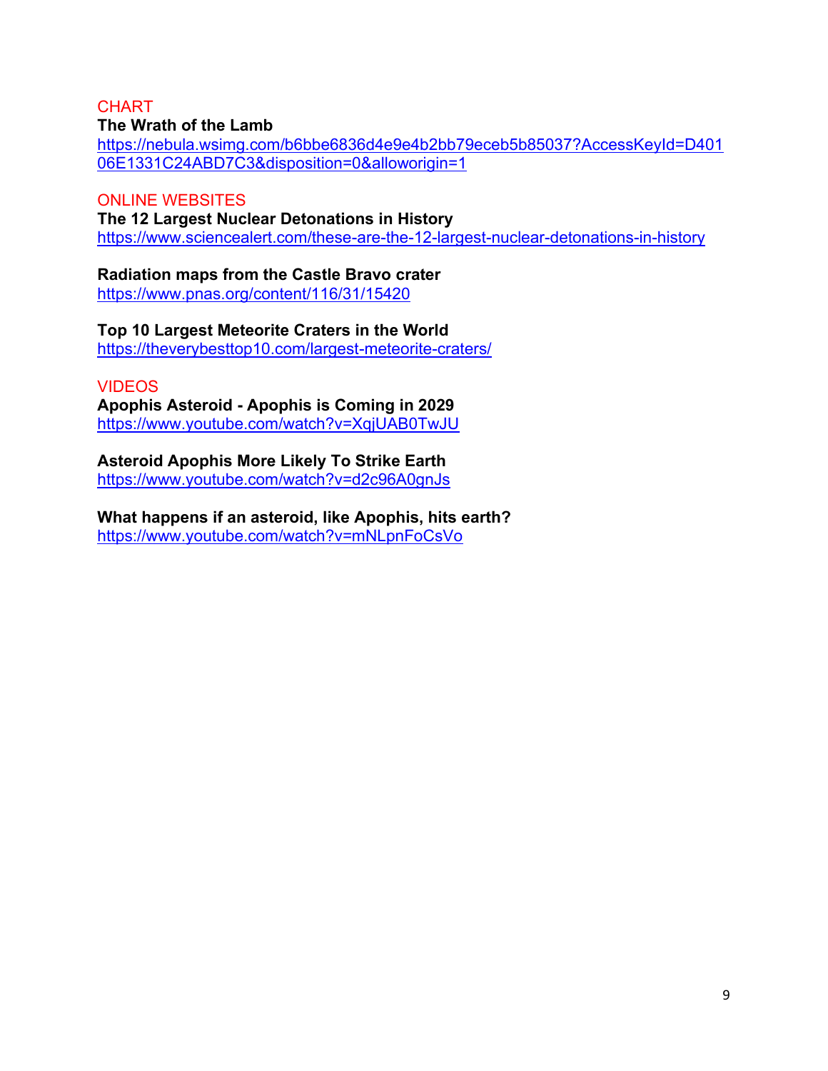CHART

**The Wrath of the Lamb**
https://nebula.wsimg.com/b6bbe6836d4e9e4b2bb79eceb5b85037?AccessKeyId=D40106E1331C24ABD7C3&disposition=0&alloworigin=1

ONLINE WEBSITES

**The 12 Largest Nuclear Detonations in History**
https://www.sciencealert.com/these-are-the-12-largest-nuclear-detonations-in-history

**Radiation maps from the Castle Bravo crater**
https://www.pnas.org/content/116/31/15420

**Top 10 Largest Meteorite Craters in the World**
https://theverybesttop10.com/largest-meteorite-craters/

VIDEOS

**Apophis Asteroid - Apophis is Coming in 2029**
https://www.youtube.com/watch?v=XqjUAB0TwJU

**Asteroid Apophis More Likely To Strike Earth**
https://www.youtube.com/watch?v=d2c96A0gnJs

**What happens if an asteroid, like Apophis, hits earth?**
https://www.youtube.com/watch?v=mNLpnFoCsVo